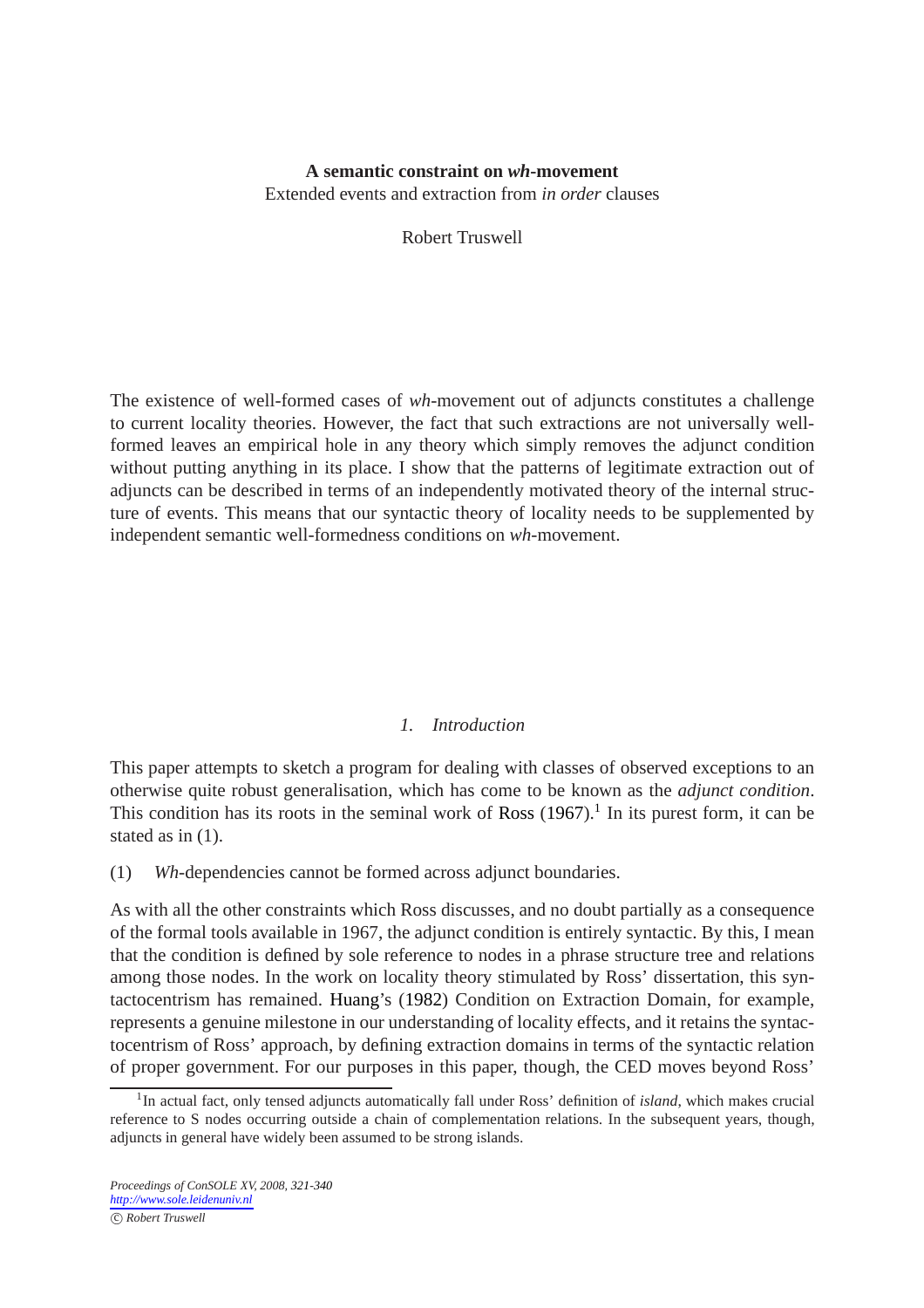**A semantic constraint on *wh*-movement**
Extended events and extraction from *in order* clauses

Robert Truswell

The existence of well-formed cases of *wh*-movement out of adjuncts constitutes a challenge to current locality theories. However, the fact that such extractions are not universally well-formed leaves an empirical hole in any theory which simply removes the adjunct condition without putting anything in its place. I show that the patterns of legitimate extraction out of adjuncts can be described in terms of an independently motivated theory of the internal structure of events. This means that our syntactic theory of locality needs to be supplemented by independent semantic well-formedness conditions on *wh*-movement.

## 1. Introduction

This paper attempts to sketch a program for dealing with classes of observed exceptions to an otherwise quite robust generalisation, which has come to be known as the *adjunct condition*. This condition has its roots in the seminal work of Ross (1967).[1] In its purest form, it can be stated as in (1).

(1) *Wh*-dependencies cannot be formed across adjunct boundaries.

As with all the other constraints which Ross discusses, and no doubt partially as a consequence of the formal tools available in 1967, the adjunct condition is entirely syntactic. By this, I mean that the condition is defined by sole reference to nodes in a phrase structure tree and relations among those nodes. In the work on locality theory stimulated by Ross' dissertation, this syntactocentrism has remained. Huang's (1982) Condition on Extraction Domain, for example, represents a genuine milestone in our understanding of locality effects, and it retains the syntactocentrism of Ross' approach, by defining extraction domains in terms of the syntactic relation of proper government. For our purposes in this paper, though, the CED moves beyond Ross'

[1] In actual fact, only tensed adjuncts automatically fall under Ross' definition of *island*, which makes crucial reference to S nodes occurring outside a chain of complementation relations. In the subsequent years, though, adjuncts in general have widely been assumed to be strong islands.

*Proceedings of ConSOLE XV, 2008, 321-340*
*http://www.sole.leidenuniv.nl*
© *Robert Truswell*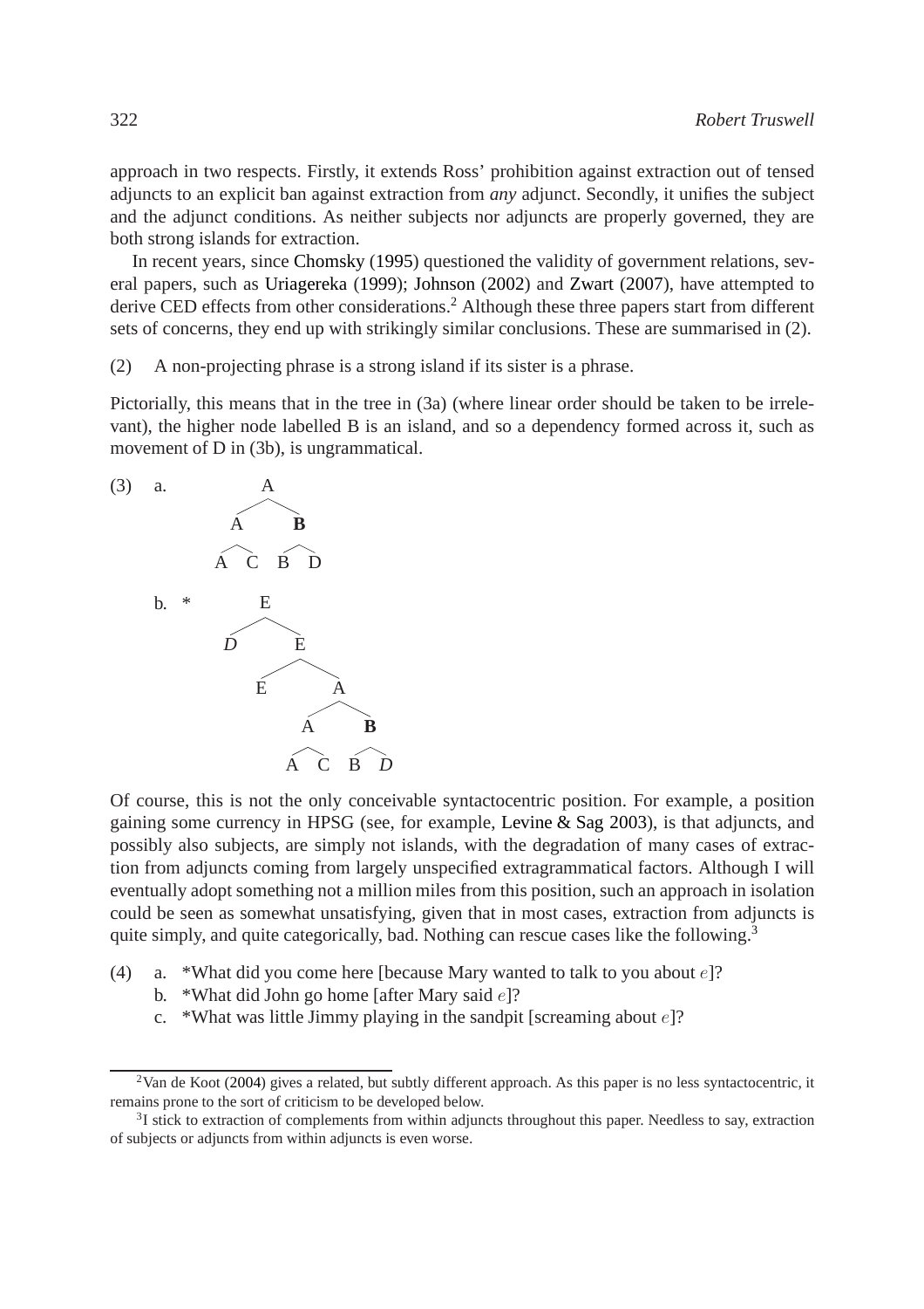approach in two respects. Firstly, it extends Ross' prohibition against extraction out of tensed adjuncts to an explicit ban against extraction from *any* adjunct. Secondly, it unifies the subject and the adjunct conditions. As neither subjects nor adjuncts are properly governed, they are both strong islands for extraction.

In recent years, since Chomsky (1995) questioned the validity of government relations, several papers, such as Uriagereka (1999); Johnson (2002) and Zwart (2007), have attempted to derive CED effects from other considerations.[2] Although these three papers start from different sets of concerns, they end up with strikingly similar conclusions. These are summarised in (2).

(2) A non-projecting phrase is a strong island if its sister is a phrase.

Pictorially, this means that in the tree in (3a) (where linear order should be taken to be irrelevant), the higher node labelled B is an island, and so a dependency formed across it, such as movement of D in (3b), is ungrammatical.

(3) a. [A [A A C] [**B** B D]]

b. * [E *D* [E E [A [A A C] [**B** B *D*]]]]

Of course, this is not the only conceivable syntactocentric position. For example, a position gaining some currency in HPSG (see, for example, Levine & Sag 2003), is that adjuncts, and possibly also subjects, are simply not islands, with the degradation of many cases of extraction from adjuncts coming from largely unspecified extragrammatical factors. Although I will eventually adopt something not a million miles from this position, such an approach in isolation could be seen as somewhat unsatisfying, given that in most cases, extraction from adjuncts is quite simply, and quite categorically, bad. Nothing can rescue cases like the following.[3]

(4) a. *What did you come here [because Mary wanted to talk to you about $e$]?
   b. *What did John go home [after Mary said $e$]?
   c. *What was little Jimmy playing in the sandpit [screaming about $e$]?

---

[2] Van de Koot (2004) gives a related, but subtly different approach. As this paper is no less syntactocentric, it remains prone to the sort of criticism to be developed below.

[3] I stick to extraction of complements from within adjuncts throughout this paper. Needless to say, extraction of subjects or adjuncts from within adjuncts is even worse.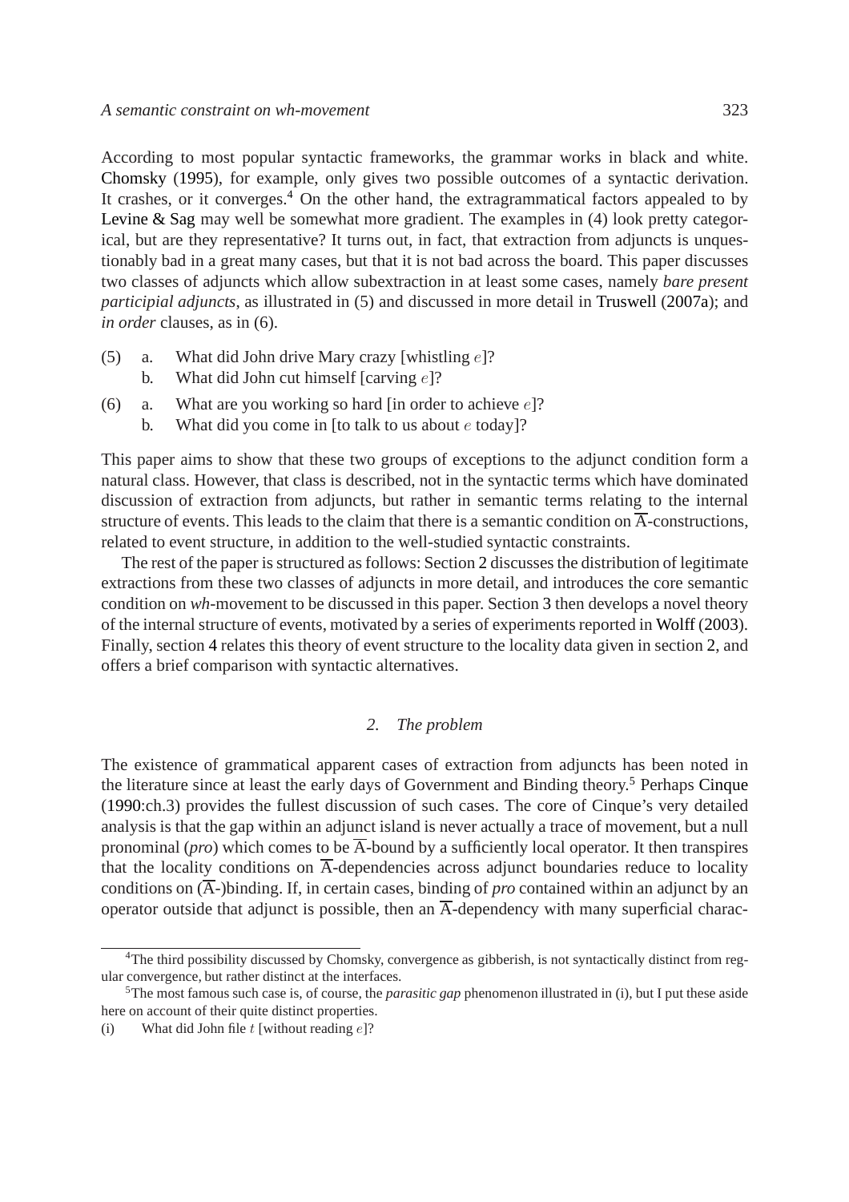According to most popular syntactic frameworks, the grammar works in black and white. Chomsky (1995), for example, only gives two possible outcomes of a syntactic derivation. It crashes, or it converges.[4] On the other hand, the extragrammatical factors appealed to by Levine & Sag may well be somewhat more gradient. The examples in (4) look pretty categorical, but are they representative? It turns out, in fact, that extraction from adjuncts is unquestionably bad in a great many cases, but that it is not bad across the board. This paper discusses two classes of adjuncts which allow subextraction in at least some cases, namely *bare present participial adjuncts*, as illustrated in (5) and discussed in more detail in Truswell (2007a); and *in order* clauses, as in (6).

(5) a. What did John drive Mary crazy [whistling $e$]?
  b. What did John cut himself [carving $e$]?

(6) a. What are you working so hard [in order to achieve $e$]?
  b. What did you come in [to talk to us about $e$ today]?

This paper aims to show that these two groups of exceptions to the adjunct condition form a natural class. However, that class is described, not in the syntactic terms which have dominated discussion of extraction from adjuncts, but rather in semantic terms relating to the internal structure of events. This leads to the claim that there is a semantic condition on $\overline{\text{A}}$-constructions, related to event structure, in addition to the well-studied syntactic constraints.

The rest of the paper is structured as follows: Section 2 discusses the distribution of legitimate extractions from these two classes of adjuncts in more detail, and introduces the core semantic condition on *wh*-movement to be discussed in this paper. Section 3 then develops a novel theory of the internal structure of events, motivated by a series of experiments reported in Wolff (2003). Finally, section 4 relates this theory of event structure to the locality data given in section 2, and offers a brief comparison with syntactic alternatives.

## 2. The problem

The existence of grammatical apparent cases of extraction from adjuncts has been noted in the literature since at least the early days of Government and Binding theory.[5] Perhaps Cinque (1990:ch.3) provides the fullest discussion of such cases. The core of Cinque's very detailed analysis is that the gap within an adjunct island is never actually a trace of movement, but a null pronominal (*pro*) which comes to be $\overline{\text{A}}$-bound by a sufficiently local operator. It then transpires that the locality conditions on $\overline{\text{A}}$-dependencies across adjunct boundaries reduce to locality conditions on ($\overline{\text{A}}$-)binding. If, in certain cases, binding of *pro* contained within an adjunct by an operator outside that adjunct is possible, then an $\overline{\text{A}}$-dependency with many superficial charac-

[4] The third possibility discussed by Chomsky, convergence as gibberish, is not syntactically distinct from regular convergence, but rather distinct at the interfaces.

[5] The most famous such case is, of course, the *parasitic gap* phenomenon illustrated in (i), but I put these aside here on account of their quite distinct properties.

(i) What did John file $t$ [without reading $e$]?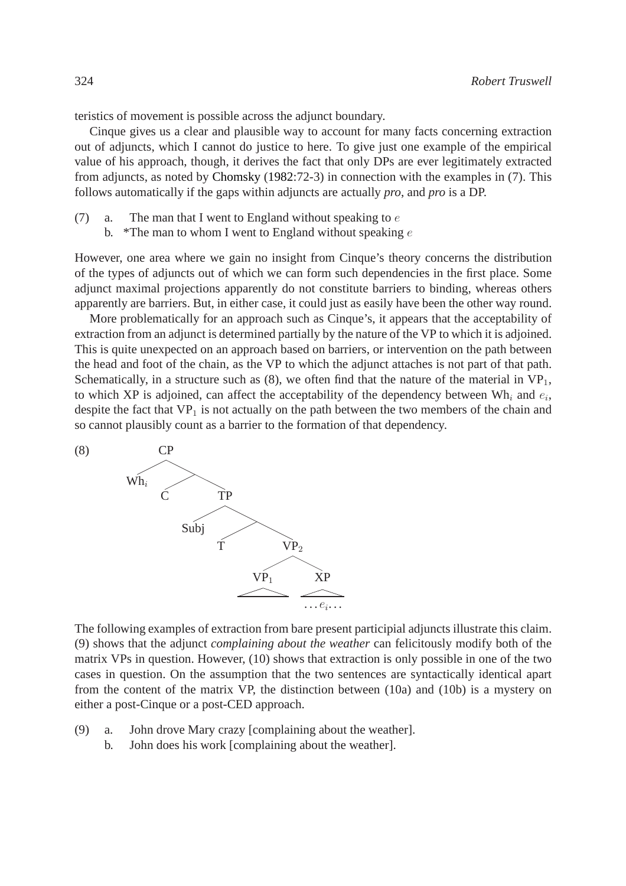teristics of movement is possible across the adjunct boundary.

Cinque gives us a clear and plausible way to account for many facts concerning extraction out of adjuncts, which I cannot do justice to here. To give just one example of the empirical value of his approach, though, it derives the fact that only DPs are ever legitimately extracted from adjuncts, as noted by Chomsky (1982:72-3) in connection with the examples in (7). This follows automatically if the gaps within adjuncts are actually *pro*, and *pro* is a DP.

(7) a. The man that I went to England without speaking to $e$
 b. *The man to whom I went to England without speaking $e$

However, one area where we gain no insight from Cinque's theory concerns the distribution of the types of adjuncts out of which we can form such dependencies in the first place. Some adjunct maximal projections apparently do not constitute barriers to binding, whereas others apparently are barriers. But, in either case, it could just as easily have been the other way round.

More problematically for an approach such as Cinque's, it appears that the acceptability of extraction from an adjunct is determined partially by the nature of the VP to which it is adjoined. This is quite unexpected on an approach based on barriers, or intervention on the path between the head and foot of the chain, as the VP to which the adjunct attaches is not part of that path. Schematically, in a structure such as (8), we often find that the nature of the material in $VP_1$, to which XP is adjoined, can affect the acceptability of the dependency between $Wh_i$ and $e_i$, despite the fact that $VP_1$ is not actually on the path between the two members of the chain and so cannot plausibly count as a barrier to the formation of that dependency.

(8)

```
CP
├── Wh_i
└── 
    ├── C
    └── TP
        ├── Subj
        └── 
            ├── T
            └── VP_2
                ├── VP_1
                └── XP
                    └── ... e_i ...
```

The following examples of extraction from bare present participial adjuncts illustrate this claim. (9) shows that the adjunct *complaining about the weather* can felicitously modify both of the matrix VPs in question. However, (10) shows that extraction is only possible in one of the two cases in question. On the assumption that the two sentences are syntactically identical apart from the content of the matrix VP, the distinction between (10a) and (10b) is a mystery on either a post-Cinque or a post-CED approach.

(9) a. John drove Mary crazy [complaining about the weather].
 b. John does his work [complaining about the weather].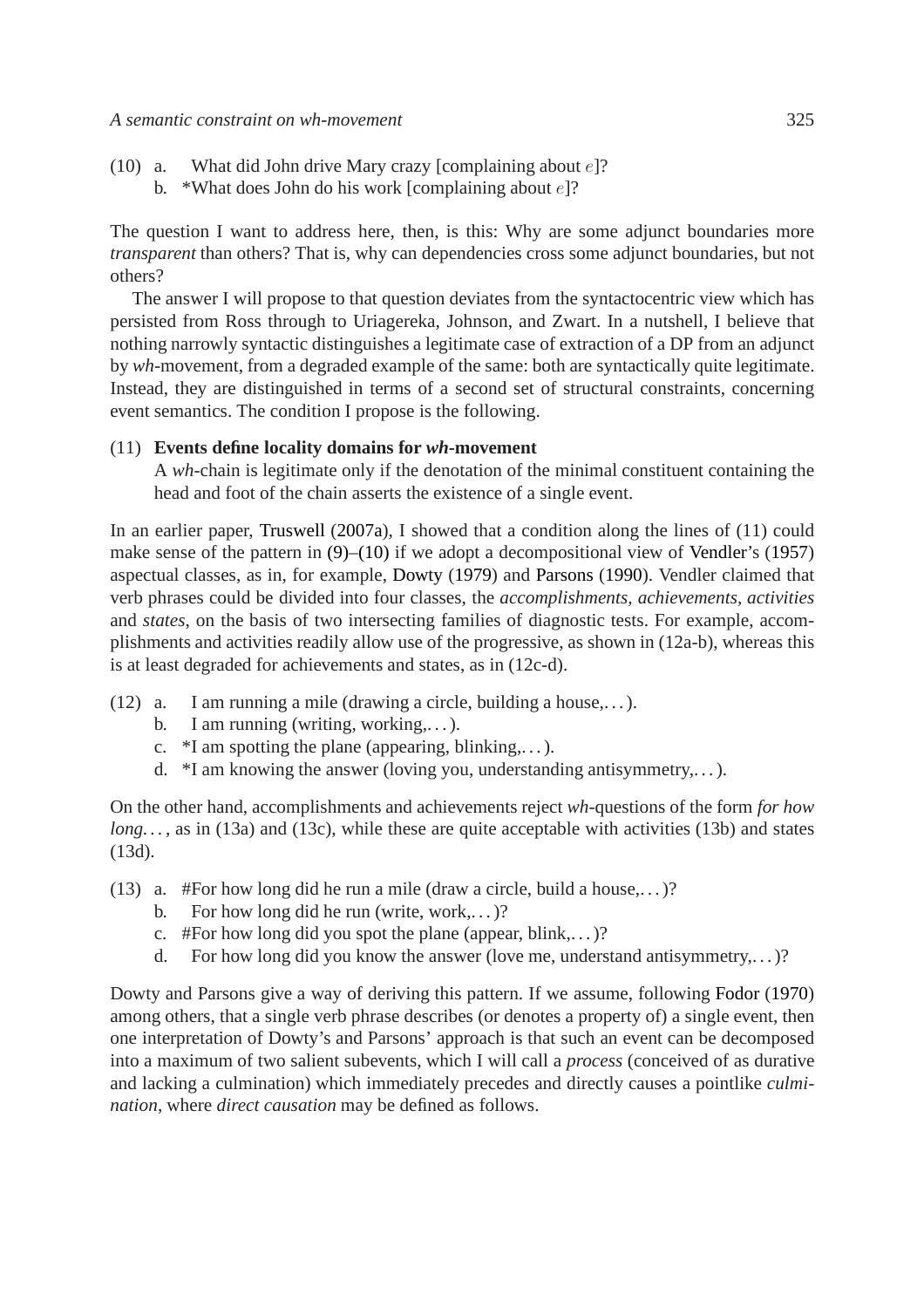(10) a. What did John drive Mary crazy [complaining about $e$]?
b. *What does John do his work [complaining about $e$]?

The question I want to address here, then, is this: Why are some adjunct boundaries more *transparent* than others? That is, why can dependencies cross some adjunct boundaries, but not others?

The answer I will propose to that question deviates from the syntactocentric view which has persisted from Ross through to Uriagereka, Johnson, and Zwart. In a nutshell, I believe that nothing narrowly syntactic distinguishes a legitimate case of extraction of a DP from an adjunct by *wh*-movement, from a degraded example of the same: both are syntactically quite legitimate. Instead, they are distinguished in terms of a second set of structural constraints, concerning event semantics. The condition I propose is the following.

(11) **Events define locality domains for *wh*-movement**
A *wh*-chain is legitimate only if the denotation of the minimal constituent containing the head and foot of the chain asserts the existence of a single event.

In an earlier paper, Truswell (2007a), I showed that a condition along the lines of (11) could make sense of the pattern in (9)–(10) if we adopt a decompositional view of Vendler's (1957) aspectual classes, as in, for example, Dowty (1979) and Parsons (1990). Vendler claimed that verb phrases could be divided into four classes, the *accomplishments, achievements, activities* and *states*, on the basis of two intersecting families of diagnostic tests. For example, accomplishments and activities readily allow use of the progressive, as shown in (12a-b), whereas this is at least degraded for achievements and states, as in (12c-d).

(12) a. I am running a mile (drawing a circle, building a house,...).
b. I am running (writing, working,...).
c. *I am spotting the plane (appearing, blinking,...).
d. *I am knowing the answer (loving you, understanding antisymmetry,...).

On the other hand, accomplishments and achievements reject *wh*-questions of the form *for how long...*, as in (13a) and (13c), while these are quite acceptable with activities (13b) and states (13d).

(13) a. #For how long did he run a mile (draw a circle, build a house,...)?
b. For how long did he run (write, work,...)?
c. #For how long did you spot the plane (appear, blink,...)?
d. For how long did you know the answer (love me, understand antisymmetry,...)?

Dowty and Parsons give a way of deriving this pattern. If we assume, following Fodor (1970) among others, that a single verb phrase describes (or denotes a property of) a single event, then one interpretation of Dowty's and Parsons' approach is that such an event can be decomposed into a maximum of two salient subevents, which I will call a *process* (conceived of as durative and lacking a culmination) which immediately precedes and directly causes a pointlike *culmination*, where *direct causation* may be defined as follows.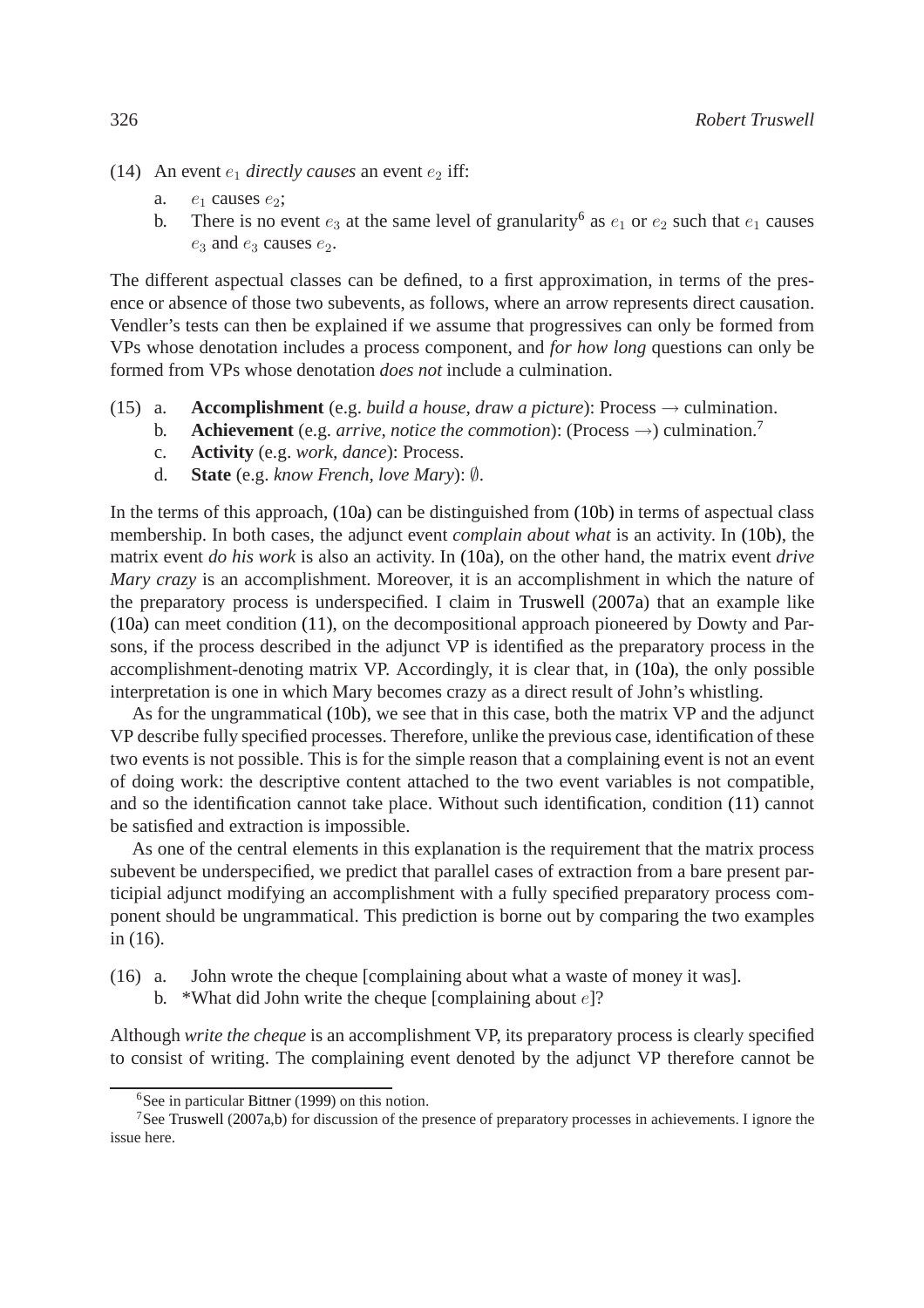(14) An event $e_1$ *directly causes* an event $e_2$ iff:

a. $e_1$ causes $e_2$;

b. There is no event $e_3$ at the same level of granularity[6] as $e_1$ or $e_2$ such that $e_1$ causes $e_3$ and $e_3$ causes $e_2$.

The different aspectual classes can be defined, to a first approximation, in terms of the presence or absence of those two subevents, as follows, where an arrow represents direct causation. Vendler's tests can then be explained if we assume that progressives can only be formed from VPs whose denotation includes a process component, and *for how long* questions can only be formed from VPs whose denotation *does not* include a culmination.

(15) a. **Accomplishment** (e.g. *build a house*, *draw a picture*): Process → culmination.

b. **Achievement** (e.g. *arrive*, *notice the commotion*): (Process →) culmination.[7]

c. **Activity** (e.g. *work*, *dance*): Process.

d. **State** (e.g. *know French*, *love Mary*): $\emptyset$.

In the terms of this approach, (10a) can be distinguished from (10b) in terms of aspectual class membership. In both cases, the adjunct event *complain about what* is an activity. In (10b), the matrix event *do his work* is also an activity. In (10a), on the other hand, the matrix event *drive Mary crazy* is an accomplishment. Moreover, it is an accomplishment in which the nature of the preparatory process is underspecified. I claim in Truswell (2007a) that an example like (10a) can meet condition (11), on the decompositional approach pioneered by Dowty and Parsons, if the process described in the adjunct VP is identified as the preparatory process in the accomplishment-denoting matrix VP. Accordingly, it is clear that, in (10a), the only possible interpretation is one in which Mary becomes crazy as a direct result of John's whistling.

As for the ungrammatical (10b), we see that in this case, both the matrix VP and the adjunct VP describe fully specified processes. Therefore, unlike the previous case, identification of these two events is not possible. This is for the simple reason that a complaining event is not an event of doing work: the descriptive content attached to the two event variables is not compatible, and so the identification cannot take place. Without such identification, condition (11) cannot be satisfied and extraction is impossible.

As one of the central elements in this explanation is the requirement that the matrix process subevent be underspecified, we predict that parallel cases of extraction from a bare present participial adjunct modifying an accomplishment with a fully specified preparatory process component should be ungrammatical. This prediction is borne out by comparing the two examples in (16).

(16) a. John wrote the cheque [complaining about what a waste of money it was].

b. *What did John write the cheque [complaining about $e$]?

Although *write the cheque* is an accomplishment VP, its preparatory process is clearly specified to consist of writing. The complaining event denoted by the adjunct VP therefore cannot be

[6] See in particular Bittner (1999) on this notion.

[7] See Truswell (2007a,b) for discussion of the presence of preparatory processes in achievements. I ignore the issue here.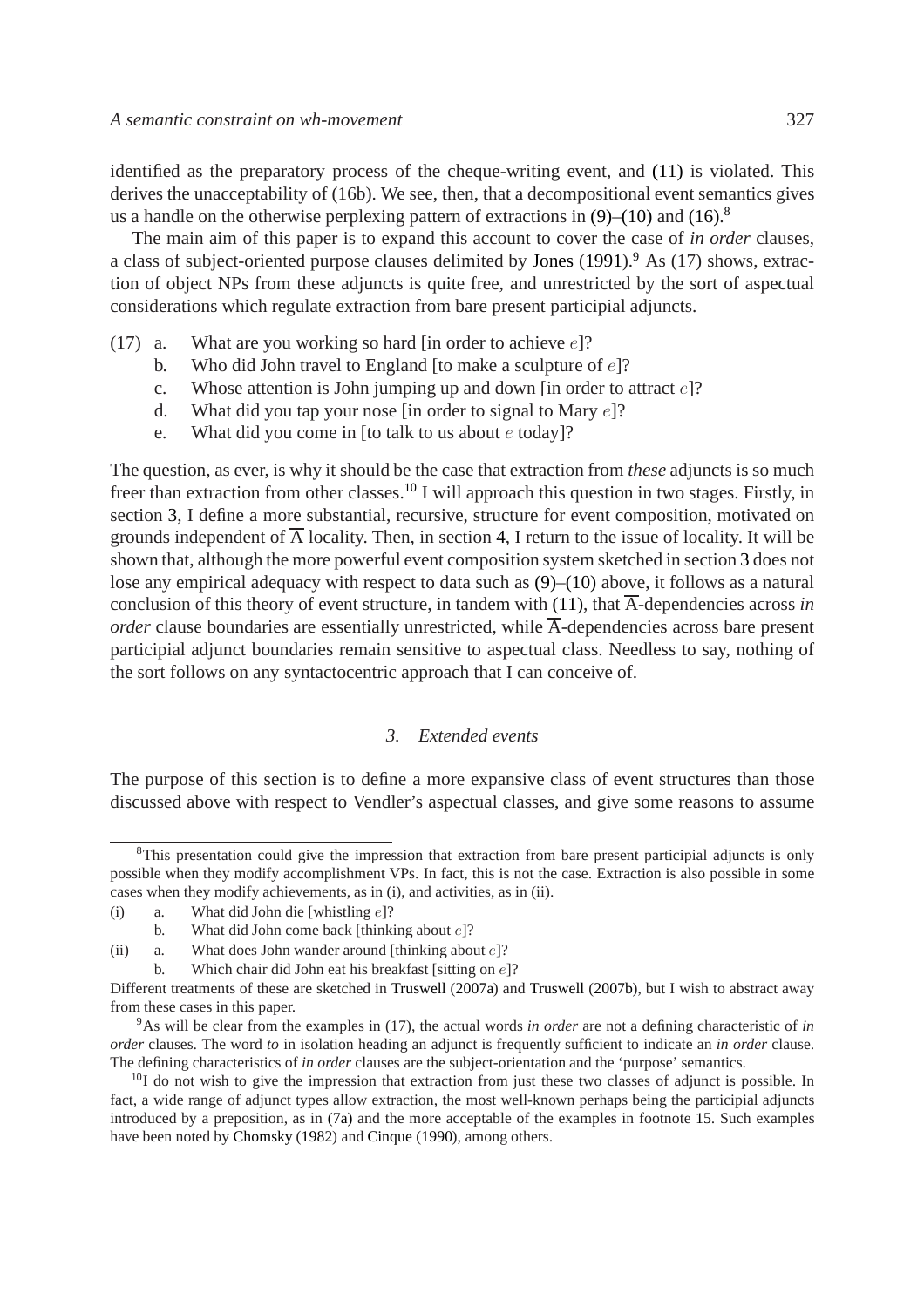identified as the preparatory process of the cheque-writing event, and (11) is violated. This derives the unacceptability of (16b). We see, then, that a decompositional event semantics gives us a handle on the otherwise perplexing pattern of extractions in (9)–(10) and (16).[8]

The main aim of this paper is to expand this account to cover the case of *in order* clauses, a class of subject-oriented purpose clauses delimited by Jones (1991).[9] As (17) shows, extraction of object NPs from these adjuncts is quite free, and unrestricted by the sort of aspectual considerations which regulate extraction from bare present participial adjuncts.

(17) a. What are you working so hard [in order to achieve $e$]?
  b. Who did John travel to England [to make a sculpture of $e$]?
  c. Whose attention is John jumping up and down [in order to attract $e$]?
  d. What did you tap your nose [in order to signal to Mary $e$]?
  e. What did you come in [to talk to us about $e$ today]?

The question, as ever, is why it should be the case that extraction from *these* adjuncts is so much freer than extraction from other classes.[10] I will approach this question in two stages. Firstly, in section 3, I define a more substantial, recursive, structure for event composition, motivated on grounds independent of $\overline{\text{A}}$ locality. Then, in section 4, I return to the issue of locality. It will be shown that, although the more powerful event composition system sketched in section 3 does not lose any empirical adequacy with respect to data such as (9)–(10) above, it follows as a natural conclusion of this theory of event structure, in tandem with (11), that $\overline{\text{A}}$-dependencies across *in order* clause boundaries are essentially unrestricted, while $\overline{\text{A}}$-dependencies across bare present participial adjunct boundaries remain sensitive to aspectual class. Needless to say, nothing of the sort follows on any syntactocentric approach that I can conceive of.

## 3. *Extended events*

The purpose of this section is to define a more expansive class of event structures than those discussed above with respect to Vendler's aspectual classes, and give some reasons to assume

---

[8] This presentation could give the impression that extraction from bare present participial adjuncts is only possible when they modify accomplishment VPs. In fact, this is not the case. Extraction is also possible in some cases when they modify achievements, as in (i), and activities, as in (ii).

(i) a. What did John die [whistling $e$]?
  b. What did John come back [thinking about $e$]?

(ii) a. What does John wander around [thinking about $e$]?
  b. Which chair did John eat his breakfast [sitting on $e$]?

Different treatments of these are sketched in Truswell (2007a) and Truswell (2007b), but I wish to abstract away from these cases in this paper.

[9] As will be clear from the examples in (17), the actual words *in order* are not a defining characteristic of *in order* clauses. The word *to* in isolation heading an adjunct is frequently sufficient to indicate an *in order* clause. The defining characteristics of *in order* clauses are the subject-orientation and the 'purpose' semantics.

[10] I do not wish to give the impression that extraction from just these two classes of adjunct is possible. In fact, a wide range of adjunct types allow extraction, the most well-known perhaps being the participial adjuncts introduced by a preposition, as in (7a) and the more acceptable of the examples in footnote 15. Such examples have been noted by Chomsky (1982) and Cinque (1990), among others.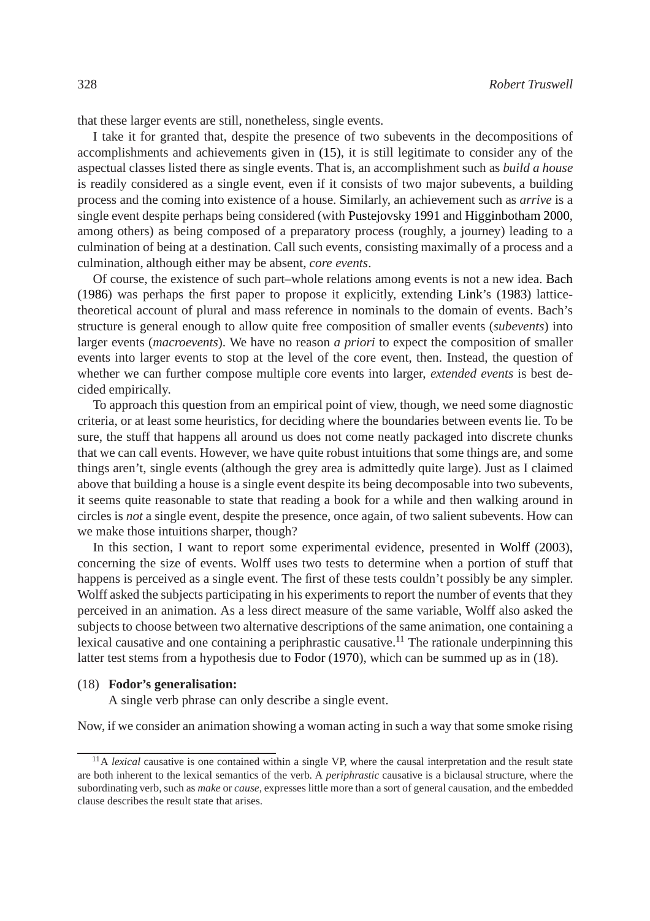that these larger events are still, nonetheless, single events.

I take it for granted that, despite the presence of two subevents in the decompositions of accomplishments and achievements given in (15), it is still legitimate to consider any of the aspectual classes listed there as single events. That is, an accomplishment such as *build a house* is readily considered as a single event, even if it consists of two major subevents, a building process and the coming into existence of a house. Similarly, an achievement such as *arrive* is a single event despite perhaps being considered (with Pustejovsky 1991 and Higginbotham 2000, among others) as being composed of a preparatory process (roughly, a journey) leading to a culmination of being at a destination. Call such events, consisting maximally of a process and a culmination, although either may be absent, *core events*.

Of course, the existence of such part–whole relations among events is not a new idea. Bach (1986) was perhaps the first paper to propose it explicitly, extending Link's (1983) lattice-theoretical account of plural and mass reference in nominals to the domain of events. Bach's structure is general enough to allow quite free composition of smaller events (*subevents*) into larger events (*macroevents*). We have no reason *a priori* to expect the composition of smaller events into larger events to stop at the level of the core event, then. Instead, the question of whether we can further compose multiple core events into larger, *extended events* is best decided empirically.

To approach this question from an empirical point of view, though, we need some diagnostic criteria, or at least some heuristics, for deciding where the boundaries between events lie. To be sure, the stuff that happens all around us does not come neatly packaged into discrete chunks that we can call events. However, we have quite robust intuitions that some things are, and some things aren't, single events (although the grey area is admittedly quite large). Just as I claimed above that building a house is a single event despite its being decomposable into two subevents, it seems quite reasonable to state that reading a book for a while and then walking around in circles is *not* a single event, despite the presence, once again, of two salient subevents. How can we make those intuitions sharper, though?

In this section, I want to report some experimental evidence, presented in Wolff (2003), concerning the size of events. Wolff uses two tests to determine when a portion of stuff that happens is perceived as a single event. The first of these tests couldn't possibly be any simpler. Wolff asked the subjects participating in his experiments to report the number of events that they perceived in an animation. As a less direct measure of the same variable, Wolff also asked the subjects to choose between two alternative descriptions of the same animation, one containing a lexical causative and one containing a periphrastic causative.[11] The rationale underpinning this latter test stems from a hypothesis due to Fodor (1970), which can be summed up as in (18).

(18) **Fodor's generalisation:**
A single verb phrase can only describe a single event.

Now, if we consider an animation showing a woman acting in such a way that some smoke rising

[11] A *lexical* causative is one contained within a single VP, where the causal interpretation and the result state are both inherent to the lexical semantics of the verb. A *periphrastic* causative is a biclausal structure, where the subordinating verb, such as *make* or *cause*, expresses little more than a sort of general causation, and the embedded clause describes the result state that arises.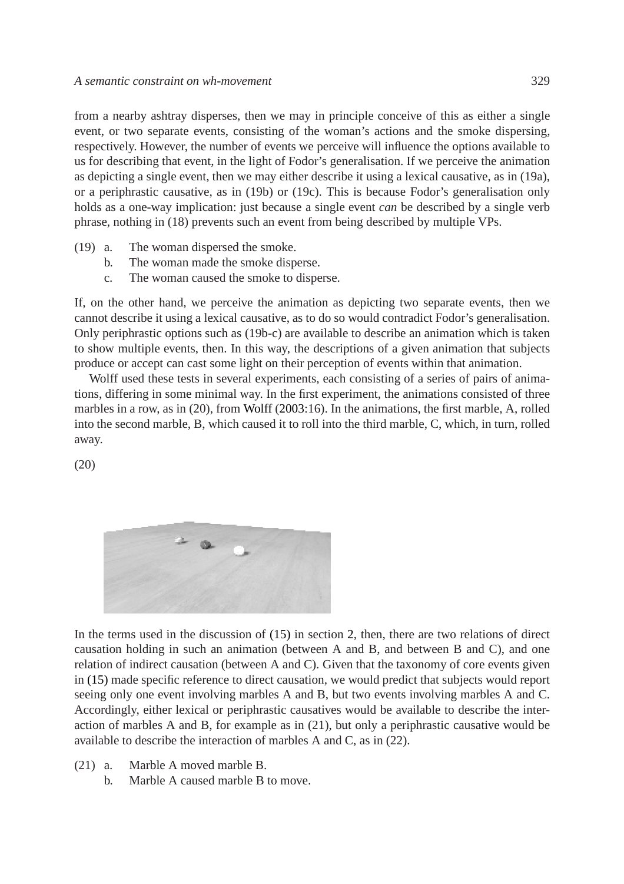from a nearby ashtray disperses, then we may in principle conceive of this as either a single event, or two separate events, consisting of the woman's actions and the smoke dispersing, respectively. However, the number of events we perceive will influence the options available to us for describing that event, in the light of Fodor's generalisation. If we perceive the animation as depicting a single event, then we may either describe it using a lexical causative, as in (19a), or a periphrastic causative, as in (19b) or (19c). This is because Fodor's generalisation only holds as a one-way implication: just because a single event *can* be described by a single verb phrase, nothing in (18) prevents such an event from being described by multiple VPs.

(19) a. The woman dispersed the smoke.
  b. The woman made the smoke disperse.
  c. The woman caused the smoke to disperse.

If, on the other hand, we perceive the animation as depicting two separate events, then we cannot describe it using a lexical causative, as to do so would contradict Fodor's generalisation. Only periphrastic options such as (19b-c) are available to describe an animation which is taken to show multiple events, then. In this way, the descriptions of a given animation that subjects produce or accept can cast some light on their perception of events within that animation.

Wolff used these tests in several experiments, each consisting of a series of pairs of animations, differing in some minimal way. In the first experiment, the animations consisted of three marbles in a row, as in (20), from Wolff (2003:16). In the animations, the first marble, A, rolled into the second marble, B, which caused it to roll into the third marble, C, which, in turn, rolled away.

(20)

In the terms used in the discussion of (15) in section 2, then, there are two relations of direct causation holding in such an animation (between A and B, and between B and C), and one relation of indirect causation (between A and C). Given that the taxonomy of core events given in (15) made specific reference to direct causation, we would predict that subjects would report seeing only one event involving marbles A and B, but two events involving marbles A and C. Accordingly, either lexical or periphrastic causatives would be available to describe the interaction of marbles A and B, for example as in (21), but only a periphrastic causative would be available to describe the interaction of marbles A and C, as in (22).

(21) a. Marble A moved marble B.
  b. Marble A caused marble B to move.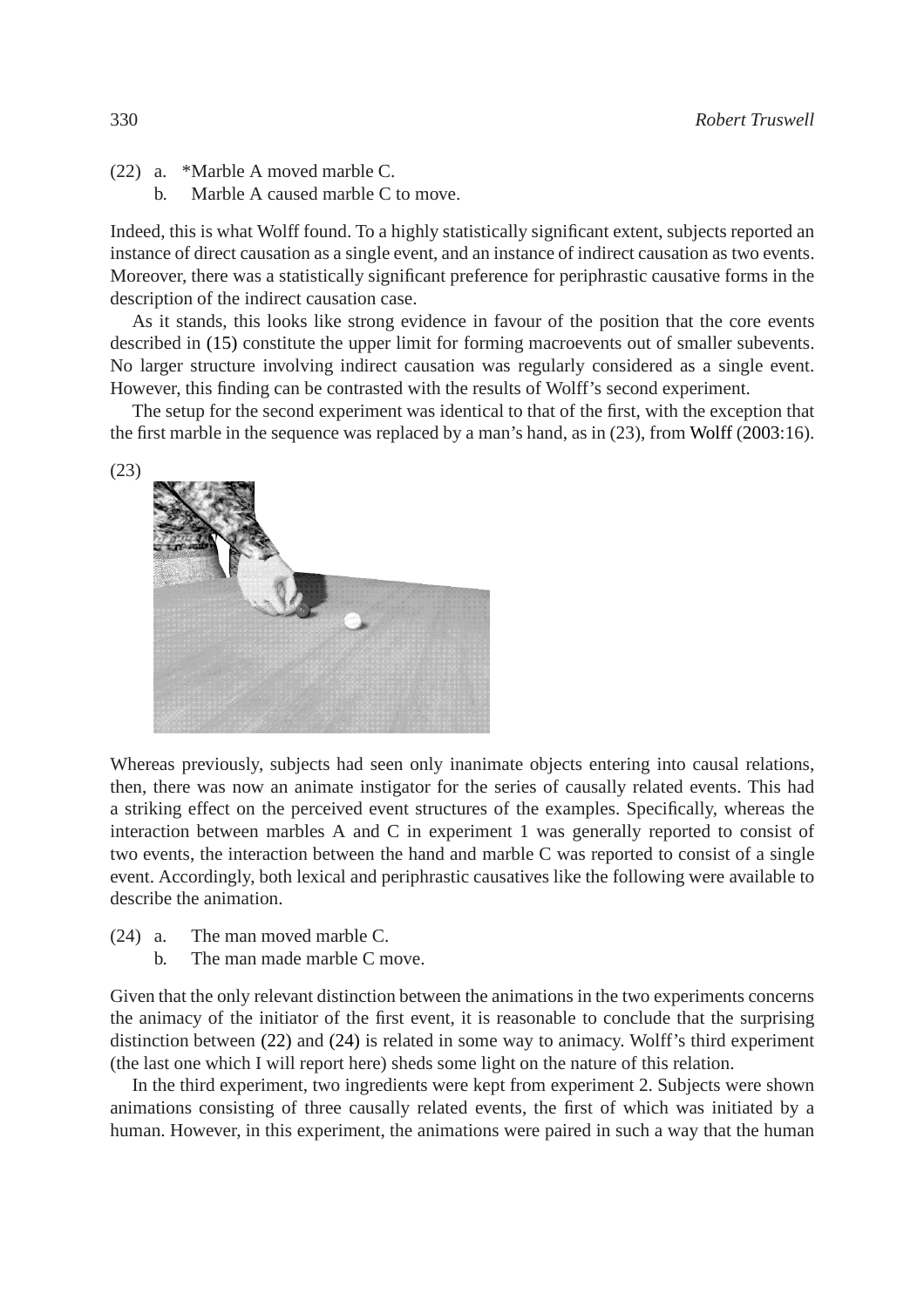(22) a. *Marble A moved marble C.

  b. Marble A caused marble C to move.

Indeed, this is what Wolff found. To a highly statistically significant extent, subjects reported an instance of direct causation as a single event, and an instance of indirect causation as two events. Moreover, there was a statistically significant preference for periphrastic causative forms in the description of the indirect causation case.

As it stands, this looks like strong evidence in favour of the position that the core events described in (15) constitute the upper limit for forming macroevents out of smaller subevents. No larger structure involving indirect causation was regularly considered as a single event. However, this finding can be contrasted with the results of Wolff's second experiment.

The setup for the second experiment was identical to that of the first, with the exception that the first marble in the sequence was replaced by a man's hand, as in (23), from Wolff (2003:16).

(23)

Whereas previously, subjects had seen only inanimate objects entering into causal relations, then, there was now an animate instigator for the series of causally related events. This had a striking effect on the perceived event structures of the examples. Specifically, whereas the interaction between marbles A and C in experiment 1 was generally reported to consist of two events, the interaction between the hand and marble C was reported to consist of a single event. Accordingly, both lexical and periphrastic causatives like the following were available to describe the animation.

(24) a. The man moved marble C.

  b. The man made marble C move.

Given that the only relevant distinction between the animations in the two experiments concerns the animacy of the initiator of the first event, it is reasonable to conclude that the surprising distinction between (22) and (24) is related in some way to animacy. Wolff's third experiment (the last one which I will report here) sheds some light on the nature of this relation.

In the third experiment, two ingredients were kept from experiment 2. Subjects were shown animations consisting of three causally related events, the first of which was initiated by a human. However, in this experiment, the animations were paired in such a way that the human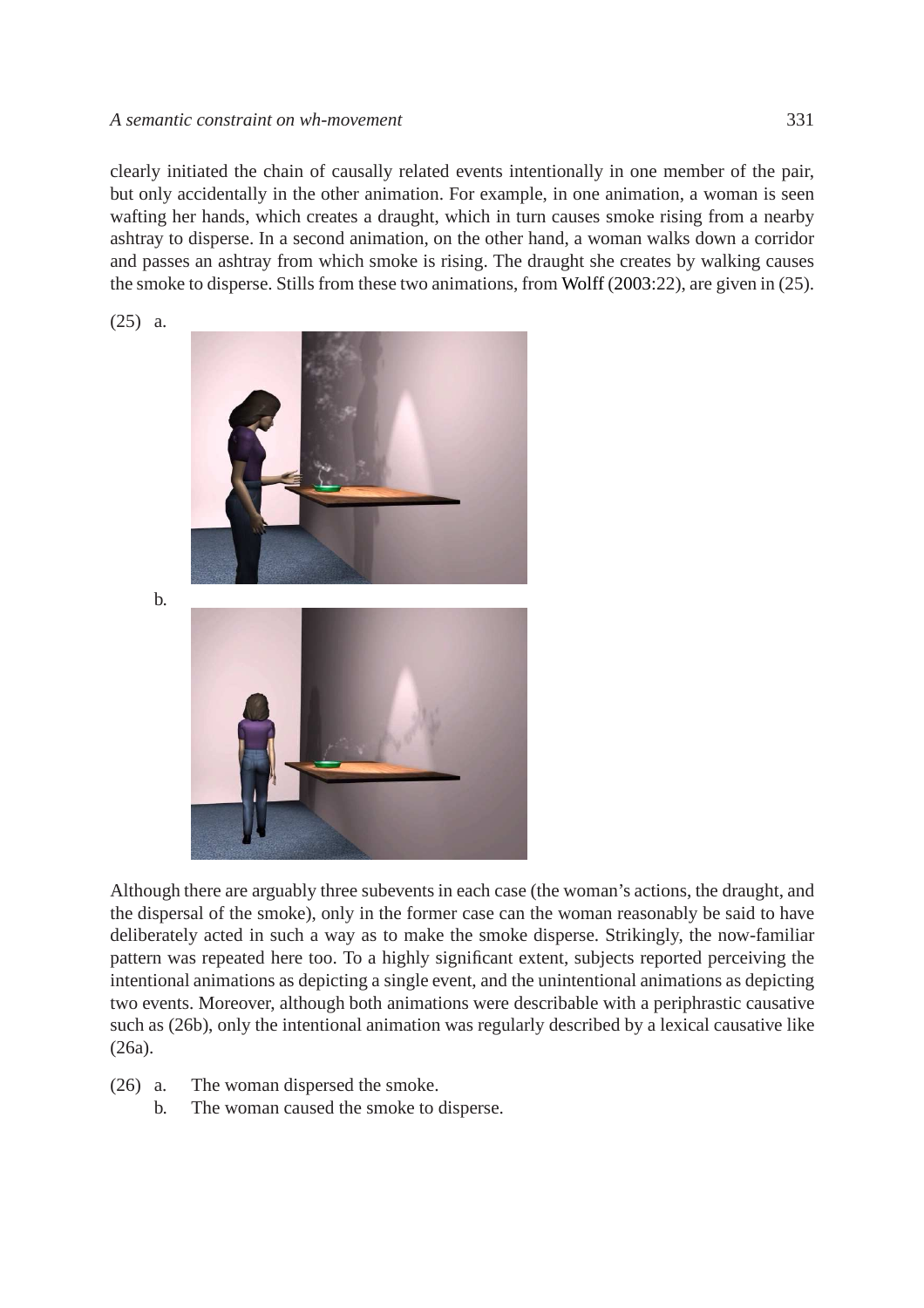clearly initiated the chain of causally related events intentionally in one member of the pair, but only accidentally in the other animation. For example, in one animation, a woman is seen wafting her hands, which creates a draught, which in turn causes smoke rising from a nearby ashtray to disperse. In a second animation, on the other hand, a woman walks down a corridor and passes an ashtray from which smoke is rising. The draught she creates by walking causes the smoke to disperse. Stills from these two animations, from Wolff (2003:22), are given in (25).

(25) a.

b.

Although there are arguably three subevents in each case (the woman's actions, the draught, and the dispersal of the smoke), only in the former case can the woman reasonably be said to have deliberately acted in such a way as to make the smoke disperse. Strikingly, the now-familiar pattern was repeated here too. To a highly significant extent, subjects reported perceiving the intentional animations as depicting a single event, and the unintentional animations as depicting two events. Moreover, although both animations were describable with a periphrastic causative such as (26b), only the intentional animation was regularly described by a lexical causative like (26a).

(26) a. The woman dispersed the smoke.
b. The woman caused the smoke to disperse.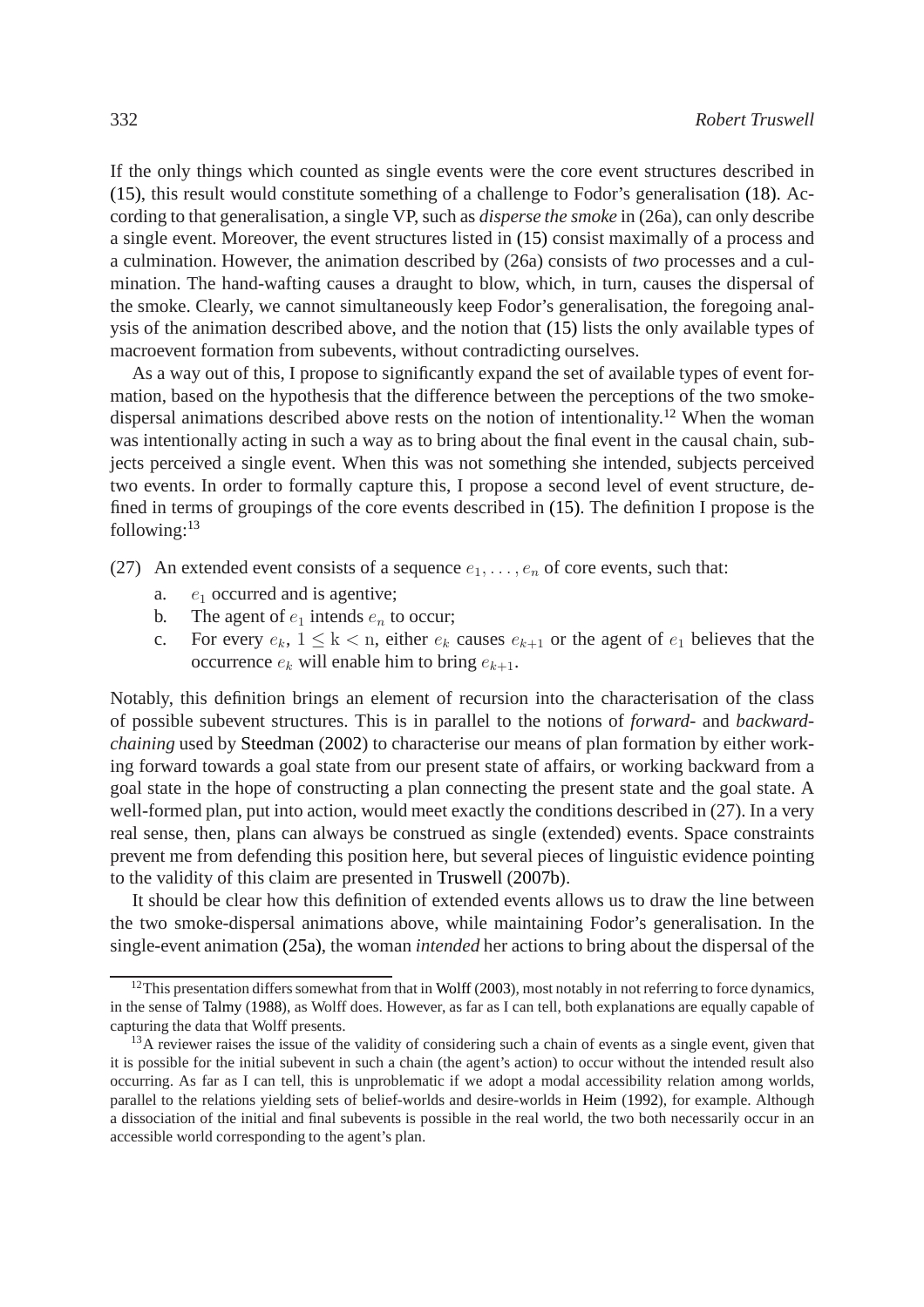If the only things which counted as single events were the core event structures described in (15), this result would constitute something of a challenge to Fodor's generalisation (18). According to that generalisation, a single VP, such as *disperse the smoke* in (26a), can only describe a single event. Moreover, the event structures listed in (15) consist maximally of a process and a culmination. However, the animation described by (26a) consists of *two* processes and a culmination. The hand-wafting causes a draught to blow, which, in turn, causes the dispersal of the smoke. Clearly, we cannot simultaneously keep Fodor's generalisation, the foregoing analysis of the animation described above, and the notion that (15) lists the only available types of macroevent formation from subevents, without contradicting ourselves.

As a way out of this, I propose to significantly expand the set of available types of event formation, based on the hypothesis that the difference between the perceptions of the two smoke-dispersal animations described above rests on the notion of intentionality.[12] When the woman was intentionally acting in such a way as to bring about the final event in the causal chain, subjects perceived a single event. When this was not something she intended, subjects perceived two events. In order to formally capture this, I propose a second level of event structure, defined in terms of groupings of the core events described in (15). The definition I propose is the following:[13]

(27) An extended event consists of a sequence $e_1, \ldots, e_n$ of core events, such that:

a. $e_1$ occurred and is agentive;

b. The agent of $e_1$ intends $e_n$ to occur;

c. For every $e_k$, $1 \leq \mathrm{k} < \mathrm{n}$, either $e_k$ causes $e_{k+1}$ or the agent of $e_1$ believes that the occurrence $e_k$ will enable him to bring $e_{k+1}$.

Notably, this definition brings an element of recursion into the characterisation of the class of possible subevent structures. This is in parallel to the notions of *forward-* and *backward-chaining* used by Steedman (2002) to characterise our means of plan formation by either working forward towards a goal state from our present state of affairs, or working backward from a goal state in the hope of constructing a plan connecting the present state and the goal state. A well-formed plan, put into action, would meet exactly the conditions described in (27). In a very real sense, then, plans can always be construed as single (extended) events. Space constraints prevent me from defending this position here, but several pieces of linguistic evidence pointing to the validity of this claim are presented in Truswell (2007b).

It should be clear how this definition of extended events allows us to draw the line between the two smoke-dispersal animations above, while maintaining Fodor's generalisation. In the single-event animation (25a), the woman *intended* her actions to bring about the dispersal of the

[12] This presentation differs somewhat from that in Wolff (2003), most notably in not referring to force dynamics, in the sense of Talmy (1988), as Wolff does. However, as far as I can tell, both explanations are equally capable of capturing the data that Wolff presents.

[13] A reviewer raises the issue of the validity of considering such a chain of events as a single event, given that it is possible for the initial subevent in such a chain (the agent's action) to occur without the intended result also occurring. As far as I can tell, this is unproblematic if we adopt a modal accessibility relation among worlds, parallel to the relations yielding sets of belief-worlds and desire-worlds in Heim (1992), for example. Although a dissociation of the initial and final subevents is possible in the real world, the two both necessarily occur in an accessible world corresponding to the agent's plan.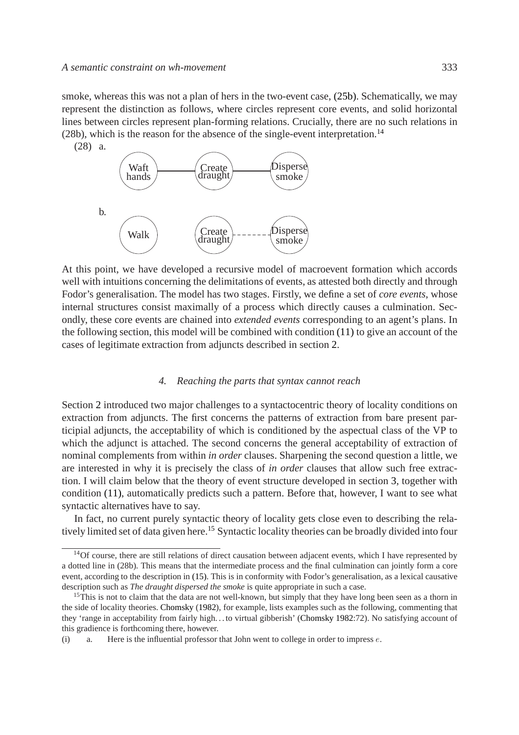smoke, whereas this was not a plan of hers in the two-event case, (25b). Schematically, we may represent the distinction as follows, where circles represent core events, and solid horizontal lines between circles represent plan-forming relations. Crucially, there are no such relations in (28b), which is the reason for the absence of the single-event interpretation.[14]

(28) a.

Waft hands

Create draught

Disperse smoke

b.

Walk

Create draught

Disperse smoke

At this point, we have developed a recursive model of macroevent formation which accords well with intuitions concerning the delimitations of events, as attested both directly and through Fodor's generalisation. The model has two stages. Firstly, we define a set of *core events*, whose internal structures consist maximally of a process which directly causes a culmination. Secondly, these core events are chained into *extended events* corresponding to an agent's plans. In the following section, this model will be combined with condition (11) to give an account of the cases of legitimate extraction from adjuncts described in section 2.

## 4. *Reaching the parts that syntax cannot reach*

Section 2 introduced two major challenges to a syntactocentric theory of locality conditions on extraction from adjuncts. The first concerns the patterns of extraction from bare present participial adjuncts, the acceptability of which is conditioned by the aspectual class of the VP to which the adjunct is attached. The second concerns the general acceptability of extraction of nominal complements from within *in order* clauses. Sharpening the second question a little, we are interested in why it is precisely the class of *in order* clauses that allow such free extraction. I will claim below that the theory of event structure developed in section 3, together with condition (11), automatically predicts such a pattern. Before that, however, I want to see what syntactic alternatives have to say.

In fact, no current purely syntactic theory of locality gets close even to describing the relatively limited set of data given here.[15] Syntactic locality theories can be broadly divided into four

---

[14] Of course, there are still relations of direct causation between adjacent events, which I have represented by a dotted line in (28b). This means that the intermediate process and the final culmination can jointly form a core event, according to the description in (15). This is in conformity with Fodor's generalisation, as a lexical causative description such as *The draught dispersed the smoke* is quite appropriate in such a case.

[15] This is not to claim that the data are not well-known, but simply that they have long been seen as a thorn in the side of locality theories. Chomsky (1982), for example, lists examples such as the following, commenting that they 'range in acceptability from fairly high. . . to virtual gibberish' (Chomsky 1982:72). No satisfying account of this gradience is forthcoming there, however.

(i) a. Here is the influential professor that John went to college in order to impress $e$.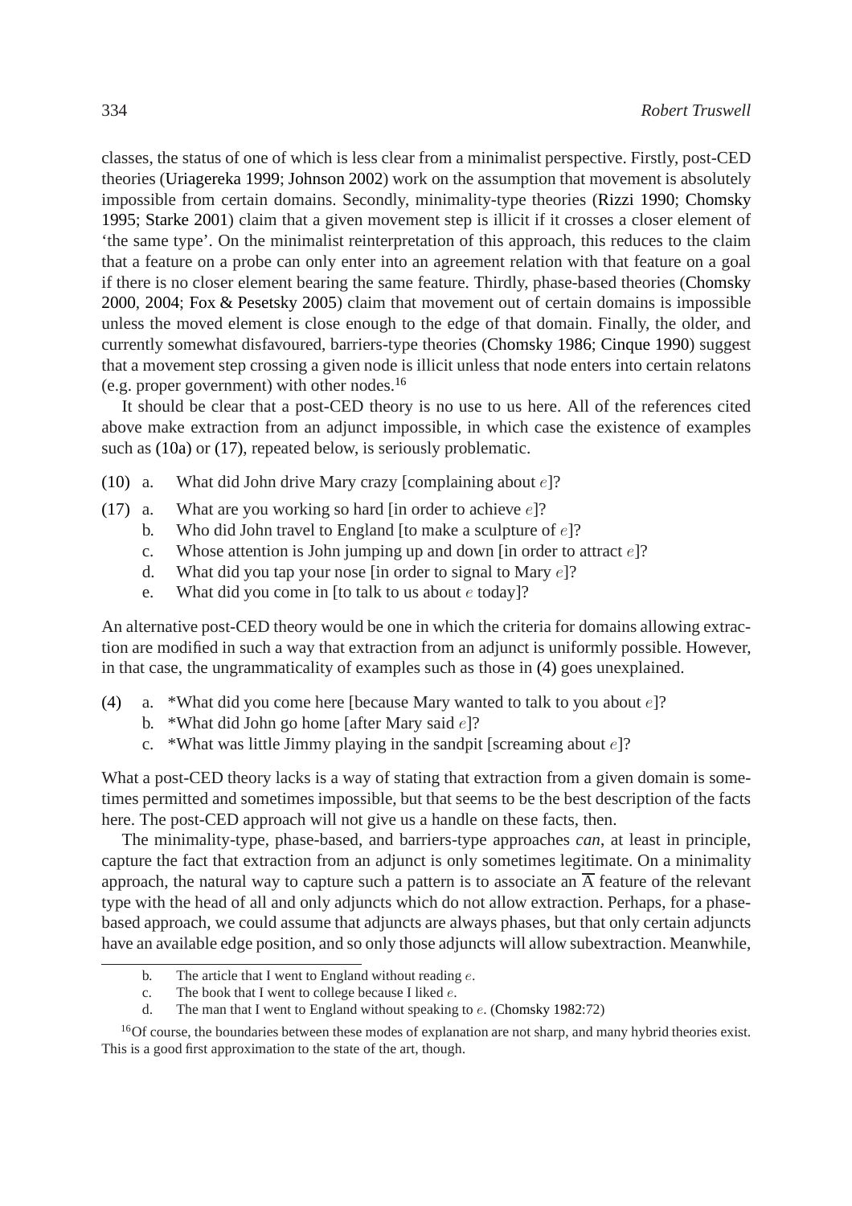classes, the status of one of which is less clear from a minimalist perspective. Firstly, post-CED theories (Uriagereka 1999; Johnson 2002) work on the assumption that movement is absolutely impossible from certain domains. Secondly, minimality-type theories (Rizzi 1990; Chomsky 1995; Starke 2001) claim that a given movement step is illicit if it crosses a closer element of 'the same type'. On the minimalist reinterpretation of this approach, this reduces to the claim that a feature on a probe can only enter into an agreement relation with that feature on a goal if there is no closer element bearing the same feature. Thirdly, phase-based theories (Chomsky 2000, 2004; Fox & Pesetsky 2005) claim that movement out of certain domains is impossible unless the moved element is close enough to the edge of that domain. Finally, the older, and currently somewhat disfavoured, barriers-type theories (Chomsky 1986; Cinque 1990) suggest that a movement step crossing a given node is illicit unless that node enters into certain relatons (e.g. proper government) with other nodes.[16]

It should be clear that a post-CED theory is no use to us here. All of the references cited above make extraction from an adjunct impossible, in which case the existence of examples such as (10a) or (17), repeated below, is seriously problematic.

(10) a. What did John drive Mary crazy [complaining about $e$]?

(17) a. What are you working so hard [in order to achieve $e$]?
 b. Who did John travel to England [to make a sculpture of $e$]?
 c. Whose attention is John jumping up and down [in order to attract $e$]?
 d. What did you tap your nose [in order to signal to Mary $e$]?
 e. What did you come in [to talk to us about $e$ today]?

An alternative post-CED theory would be one in which the criteria for domains allowing extraction are modified in such a way that extraction from an adjunct is uniformly possible. However, in that case, the ungrammaticality of examples such as those in (4) goes unexplained.

(4) a. *What did you come here [because Mary wanted to talk to you about $e$]?
 b. *What did John go home [after Mary said $e$]?
 c. *What was little Jimmy playing in the sandpit [screaming about $e$]?

What a post-CED theory lacks is a way of stating that extraction from a given domain is sometimes permitted and sometimes impossible, but that seems to be the best description of the facts here. The post-CED approach will not give us a handle on these facts, then.

The minimality-type, phase-based, and barriers-type approaches *can*, at least in principle, capture the fact that extraction from an adjunct is only sometimes legitimate. On a minimality approach, the natural way to capture such a pattern is to associate an $\overline{\text{A}}$ feature of the relevant type with the head of all and only adjuncts which do not allow extraction. Perhaps, for a phase-based approach, we could assume that adjuncts are always phases, but that only certain adjuncts have an available edge position, and so only those adjuncts will allow subextraction. Meanwhile,

---

b. The article that I went to England without reading $e$.
c. The book that I went to college because I liked $e$.
d. The man that I went to England without speaking to $e$. (Chomsky 1982:72)

[16] Of course, the boundaries between these modes of explanation are not sharp, and many hybrid theories exist. This is a good first approximation to the state of the art, though.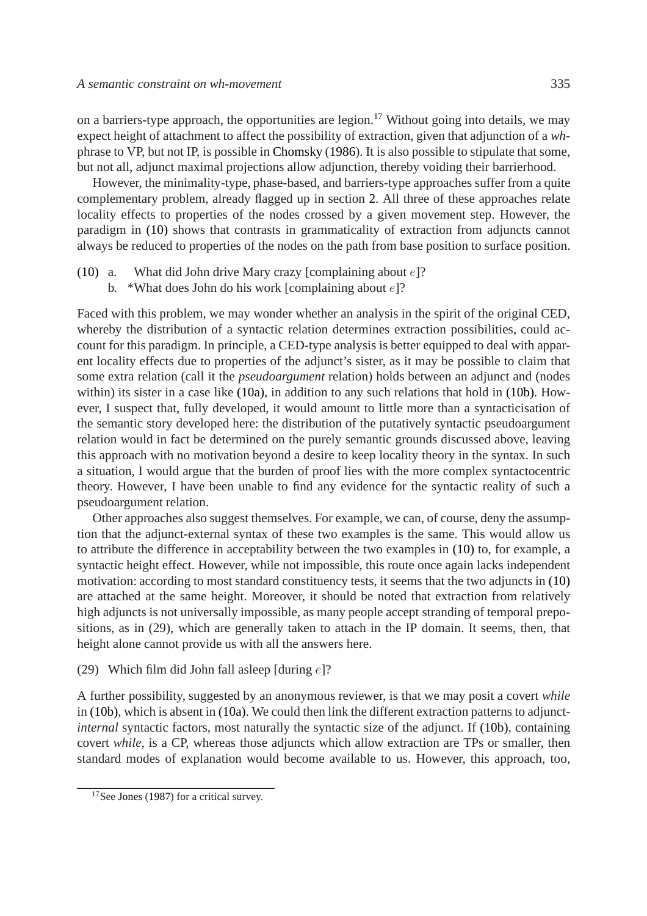on a barriers-type approach, the opportunities are legion.[17] Without going into details, we may expect height of attachment to affect the possibility of extraction, given that adjunction of a *wh*-phrase to VP, but not IP, is possible in Chomsky (1986). It is also possible to stipulate that some, but not all, adjunct maximal projections allow adjunction, thereby voiding their barrierhood.

However, the minimality-type, phase-based, and barriers-type approaches suffer from a quite complementary problem, already flagged up in section 2. All three of these approaches relate locality effects to properties of the nodes crossed by a given movement step. However, the paradigm in (10) shows that contrasts in grammaticality of extraction from adjuncts cannot always be reduced to properties of the nodes on the path from base position to surface position.

(10) a. What did John drive Mary crazy [complaining about $e$]?
b. *What does John do his work [complaining about $e$]?

Faced with this problem, we may wonder whether an analysis in the spirit of the original CED, whereby the distribution of a syntactic relation determines extraction possibilities, could account for this paradigm. In principle, a CED-type analysis is better equipped to deal with apparent locality effects due to properties of the adjunct's sister, as it may be possible to claim that some extra relation (call it the *pseudoargument* relation) holds between an adjunct and (nodes within) its sister in a case like (10a), in addition to any such relations that hold in (10b). However, I suspect that, fully developed, it would amount to little more than a syntacticisation of the semantic story developed here: the distribution of the putatively syntactic pseudoargument relation would in fact be determined on the purely semantic grounds discussed above, leaving this approach with no motivation beyond a desire to keep locality theory in the syntax. In such a situation, I would argue that the burden of proof lies with the more complex syntactocentric theory. However, I have been unable to find any evidence for the syntactic reality of such a pseudoargument relation.

Other approaches also suggest themselves. For example, we can, of course, deny the assumption that the adjunct-external syntax of these two examples is the same. This would allow us to attribute the difference in acceptability between the two examples in (10) to, for example, a syntactic height effect. However, while not impossible, this route once again lacks independent motivation: according to most standard constituency tests, it seems that the two adjuncts in (10) are attached at the same height. Moreover, it should be noted that extraction from relatively high adjuncts is not universally impossible, as many people accept stranding of temporal prepositions, as in (29), which are generally taken to attach in the IP domain. It seems, then, that height alone cannot provide us with all the answers here.

(29) Which film did John fall asleep [during $e$]?

A further possibility, suggested by an anonymous reviewer, is that we may posit a covert *while* in (10b), which is absent in (10a). We could then link the different extraction patterns to adjunct-*internal* syntactic factors, most naturally the syntactic size of the adjunct. If (10b), containing covert *while*, is a CP, whereas those adjuncts which allow extraction are TPs or smaller, then standard modes of explanation would become available to us. However, this approach, too,

[17] See Jones (1987) for a critical survey.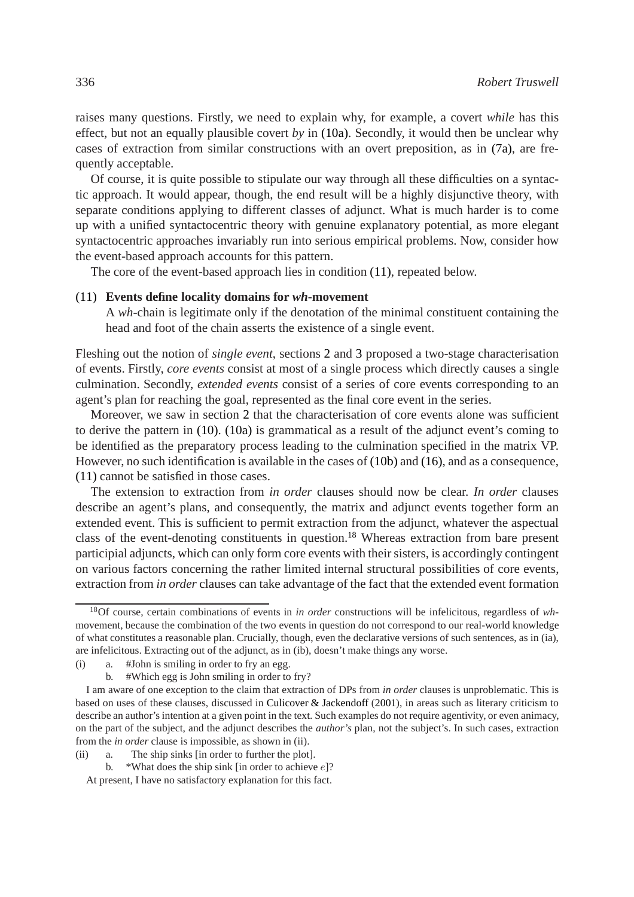raises many questions. Firstly, we need to explain why, for example, a covert *while* has this effect, but not an equally plausible covert *by* in (10a). Secondly, it would then be unclear why cases of extraction from similar constructions with an overt preposition, as in (7a), are frequently acceptable.

Of course, it is quite possible to stipulate our way through all these difficulties on a syntactic approach. It would appear, though, the end result will be a highly disjunctive theory, with separate conditions applying to different classes of adjunct. What is much harder is to come up with a unified syntactocentric theory with genuine explanatory potential, as more elegant syntactocentric approaches invariably run into serious empirical problems. Now, consider how the event-based approach accounts for this pattern.

The core of the event-based approach lies in condition (11), repeated below.

(11) **Events define locality domains for *wh*-movement**
A *wh*-chain is legitimate only if the denotation of the minimal constituent containing the head and foot of the chain asserts the existence of a single event.

Fleshing out the notion of *single event*, sections 2 and 3 proposed a two-stage characterisation of events. Firstly, *core events* consist at most of a single process which directly causes a single culmination. Secondly, *extended events* consist of a series of core events corresponding to an agent's plan for reaching the goal, represented as the final core event in the series.

Moreover, we saw in section 2 that the characterisation of core events alone was sufficient to derive the pattern in (10). (10a) is grammatical as a result of the adjunct event's coming to be identified as the preparatory process leading to the culmination specified in the matrix VP. However, no such identification is available in the cases of (10b) and (16), and as a consequence, (11) cannot be satisfied in those cases.

The extension to extraction from *in order* clauses should now be clear. *In order* clauses describe an agent's plans, and consequently, the matrix and adjunct events together form an extended event. This is sufficient to permit extraction from the adjunct, whatever the aspectual class of the event-denoting constituents in question.[18] Whereas extraction from bare present participial adjuncts, which can only form core events with their sisters, is accordingly contingent on various factors concerning the rather limited internal structural possibilities of core events, extraction from *in order* clauses can take advantage of the fact that the extended event formation

---

[18]Of course, certain combinations of events in *in order* constructions will be infelicitous, regardless of *wh*-movement, because the combination of the two events in question do not correspond to our real-world knowledge of what constitutes a reasonable plan. Crucially, though, even the declarative versions of such sentences, as in (ia), are infelicitous. Extracting out of the adjunct, as in (ib), doesn't make things any worse.

(i) a. #John is smiling in order to fry an egg.
b. #Which egg is John smiling in order to fry?

I am aware of one exception to the claim that extraction of DPs from *in order* clauses is unproblematic. This is based on uses of these clauses, discussed in Culicover & Jackendoff (2001), in areas such as literary criticism to describe an author's intention at a given point in the text. Such examples do not require agentivity, or even animacy, on the part of the subject, and the adjunct describes the *author's* plan, not the subject's. In such cases, extraction from the *in order* clause is impossible, as shown in (ii).

(ii) a. The ship sinks [in order to further the plot].
b. *What does the ship sink [in order to achieve $e$]?

At present, I have no satisfactory explanation for this fact.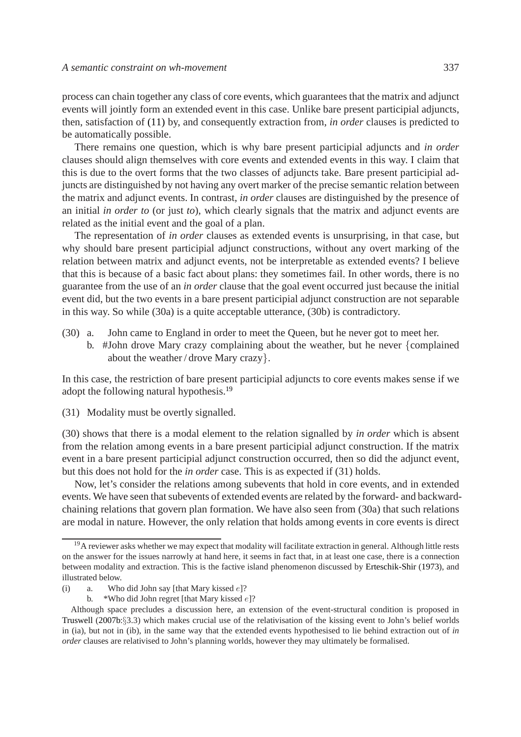process can chain together any class of core events, which guarantees that the matrix and adjunct events will jointly form an extended event in this case. Unlike bare present participial adjuncts, then, satisfaction of (11) by, and consequently extraction from, *in order* clauses is predicted to be automatically possible.

There remains one question, which is why bare present participial adjuncts and *in order* clauses should align themselves with core events and extended events in this way. I claim that this is due to the overt forms that the two classes of adjuncts take. Bare present participial adjuncts are distinguished by not having any overt marker of the precise semantic relation between the matrix and adjunct events. In contrast, *in order* clauses are distinguished by the presence of an initial *in order to* (or just *to*), which clearly signals that the matrix and adjunct events are related as the initial event and the goal of a plan.

The representation of *in order* clauses as extended events is unsurprising, in that case, but why should bare present participial adjunct constructions, without any overt marking of the relation between matrix and adjunct events, not be interpretable as extended events? I believe that this is because of a basic fact about plans: they sometimes fail. In other words, there is no guarantee from the use of an *in order* clause that the goal event occurred just because the initial event did, but the two events in a bare present participial adjunct construction are not separable in this way. So while (30a) is a quite acceptable utterance, (30b) is contradictory.

(30) a. John came to England in order to meet the Queen, but he never got to meet her.
b. #John drove Mary crazy complaining about the weather, but he never {complained about the weather / drove Mary crazy}.

In this case, the restriction of bare present participial adjuncts to core events makes sense if we adopt the following natural hypothesis.[19]

(31) Modality must be overtly signalled.

(30) shows that there is a modal element to the relation signalled by *in order* which is absent from the relation among events in a bare present participial adjunct construction. If the matrix event in a bare present participial adjunct construction occurred, then so did the adjunct event, but this does not hold for the *in order* case. This is as expected if (31) holds.

Now, let's consider the relations among subevents that hold in core events, and in extended events. We have seen that subevents of extended events are related by the forward- and backward-chaining relations that govern plan formation. We have also seen from (30a) that such relations are modal in nature. However, the only relation that holds among events in core events is direct

---

[19] A reviewer asks whether we may expect that modality will facilitate extraction in general. Although little rests on the answer for the issues narrowly at hand here, it seems in fact that, in at least one case, there is a connection between modality and extraction. This is the factive island phenomenon discussed by Erteschik-Shir (1973), and illustrated below.

(i) a. Who did John say [that Mary kissed $e$]?
b. *Who did John regret [that Mary kissed $e$]?

Although space precludes a discussion here, an extension of the event-structural condition is proposed in Truswell (2007b:§3.3) which makes crucial use of the relativisation of the kissing event to John's belief worlds in (ia), but not in (ib), in the same way that the extended events hypothesised to lie behind extraction out of *in order* clauses are relativised to John's planning worlds, however they may ultimately be formalised.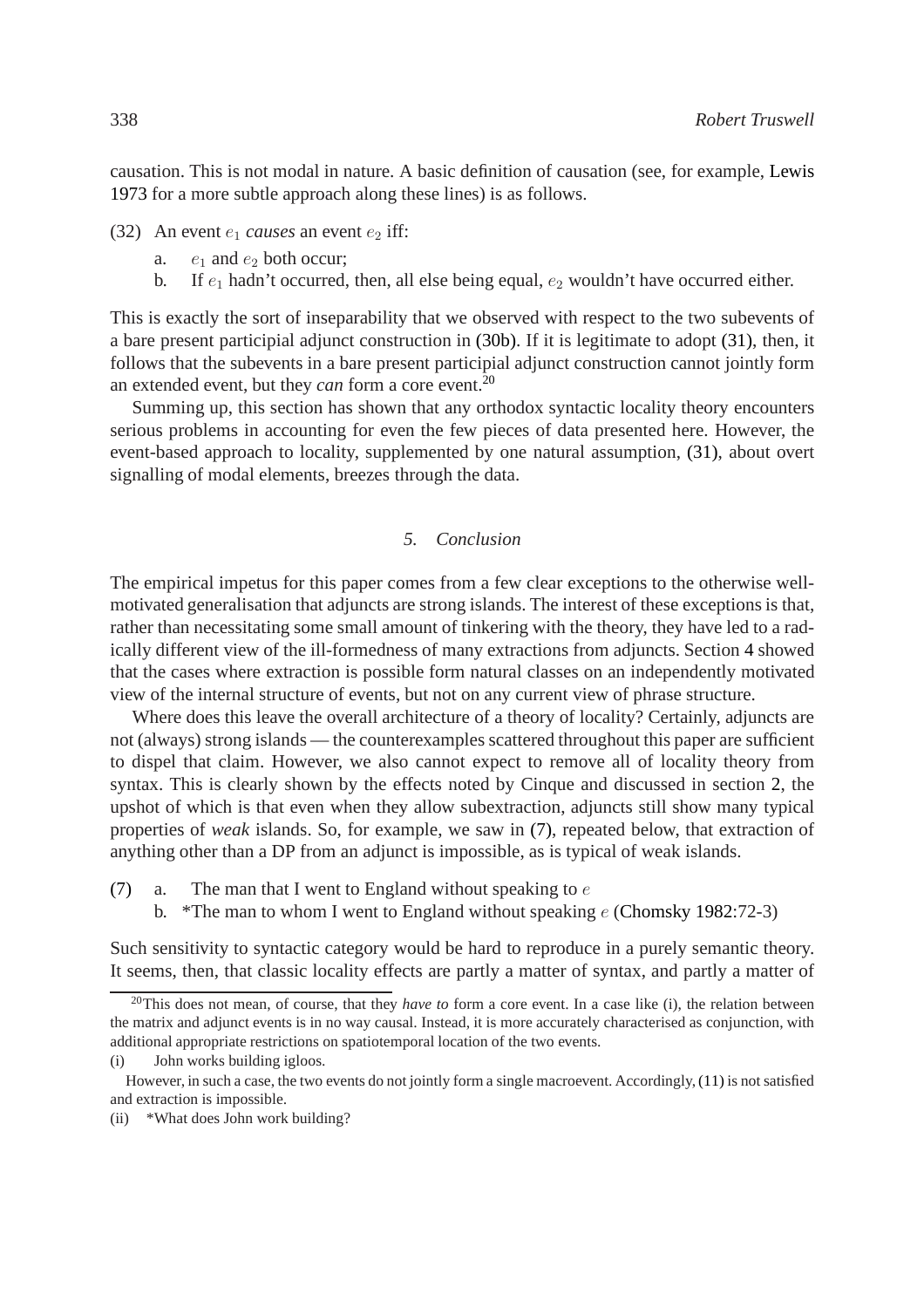causation. This is not modal in nature. A basic definition of causation (see, for example, Lewis 1973 for a more subtle approach along these lines) is as follows.

(32) An event $e_1$ *causes* an event $e_2$ iff:

  a. $e_1$ and $e_2$ both occur;
  b. If $e_1$ hadn't occurred, then, all else being equal, $e_2$ wouldn't have occurred either.

This is exactly the sort of inseparability that we observed with respect to the two subevents of a bare present participial adjunct construction in (30b). If it is legitimate to adopt (31), then, it follows that the subevents in a bare present participial adjunct construction cannot jointly form an extended event, but they *can* form a core event.[20]

Summing up, this section has shown that any orthodox syntactic locality theory encounters serious problems in accounting for even the few pieces of data presented here. However, the event-based approach to locality, supplemented by one natural assumption, (31), about overt signalling of modal elements, breezes through the data.

## *5. Conclusion*

The empirical impetus for this paper comes from a few clear exceptions to the otherwise well-motivated generalisation that adjuncts are strong islands. The interest of these exceptions is that, rather than necessitating some small amount of tinkering with the theory, they have led to a radically different view of the ill-formedness of many extractions from adjuncts. Section 4 showed that the cases where extraction is possible form natural classes on an independently motivated view of the internal structure of events, but not on any current view of phrase structure.

Where does this leave the overall architecture of a theory of locality? Certainly, adjuncts are not (always) strong islands — the counterexamples scattered throughout this paper are sufficient to dispel that claim. However, we also cannot expect to remove all of locality theory from syntax. This is clearly shown by the effects noted by Cinque and discussed in section 2, the upshot of which is that even when they allow subextraction, adjuncts still show many typical properties of *weak* islands. So, for example, we saw in (7), repeated below, that extraction of anything other than a DP from an adjunct is impossible, as is typical of weak islands.

(7) a. The man that I went to England without speaking to $e$
  b. *The man to whom I went to England without speaking $e$ (Chomsky 1982:72-3)

Such sensitivity to syntactic category would be hard to reproduce in a purely semantic theory. It seems, then, that classic locality effects are partly a matter of syntax, and partly a matter of

---

[20] This does not mean, of course, that they *have to* form a core event. In a case like (i), the relation between the matrix and adjunct events is in no way causal. Instead, it is more accurately characterised as conjunction, with additional appropriate restrictions on spatiotemporal location of the two events.

(i) John works building igloos.

However, in such a case, the two events do not jointly form a single macroevent. Accordingly, (11) is not satisfied and extraction is impossible.

(ii) *What does John work building?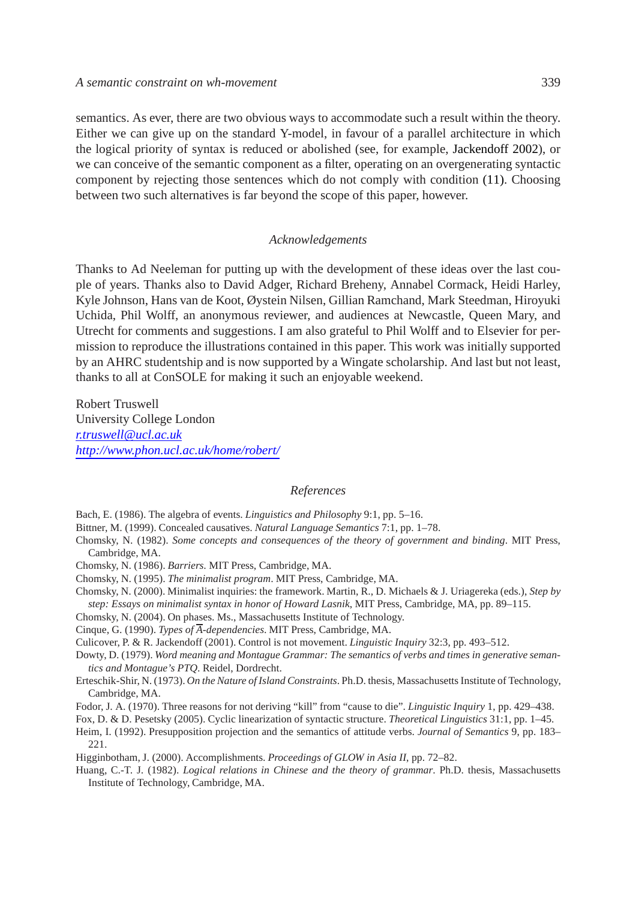semantics. As ever, there are two obvious ways to accommodate such a result within the theory. Either we can give up on the standard Y-model, in favour of a parallel architecture in which the logical priority of syntax is reduced or abolished (see, for example, Jackendoff 2002), or we can conceive of the semantic component as a filter, operating on an overgenerating syntactic component by rejecting those sentences which do not comply with condition (11). Choosing between two such alternatives is far beyond the scope of this paper, however.

## *Acknowledgements*

Thanks to Ad Neeleman for putting up with the development of these ideas over the last couple of years. Thanks also to David Adger, Richard Breheny, Annabel Cormack, Heidi Harley, Kyle Johnson, Hans van de Koot, Øystein Nilsen, Gillian Ramchand, Mark Steedman, Hiroyuki Uchida, Phil Wolff, an anonymous reviewer, and audiences at Newcastle, Queen Mary, and Utrecht for comments and suggestions. I am also grateful to Phil Wolff and to Elsevier for permission to reproduce the illustrations contained in this paper. This work was initially supported by an AHRC studentship and is now supported by a Wingate scholarship. And last but not least, thanks to all at ConSOLE for making it such an enjoyable weekend.

Robert Truswell
University College London
*r.truswell@ucl.ac.uk*
*http://www.phon.ucl.ac.uk/home/robert/*

## *References*

Bach, E. (1986). The algebra of events. *Linguistics and Philosophy* 9:1, pp. 5–16.

Bittner, M. (1999). Concealed causatives. *Natural Language Semantics* 7:1, pp. 1–78.

Chomsky, N. (1982). *Some concepts and consequences of the theory of government and binding*. MIT Press, Cambridge, MA.

Chomsky, N. (1986). *Barriers*. MIT Press, Cambridge, MA.

Chomsky, N. (1995). *The minimalist program*. MIT Press, Cambridge, MA.

Chomsky, N. (2000). Minimalist inquiries: the framework. Martin, R., D. Michaels & J. Uriagereka (eds.), *Step by step: Essays on minimalist syntax in honor of Howard Lasnik*, MIT Press, Cambridge, MA, pp. 89–115.

Chomsky, N. (2004). On phases. Ms., Massachusetts Institute of Technology.

Cinque, G. (1990). *Types of $\overline{A}$-dependencies*. MIT Press, Cambridge, MA.

Culicover, P. & R. Jackendoff (2001). Control is not movement. *Linguistic Inquiry* 32:3, pp. 493–512.

Dowty, D. (1979). *Word meaning and Montague Grammar: The semantics of verbs and times in generative semantics and Montague's PTQ*. Reidel, Dordrecht.

Erteschik-Shir, N. (1973). *On the Nature of Island Constraints*. Ph.D. thesis, Massachusetts Institute of Technology, Cambridge, MA.

Fodor, J. A. (1970). Three reasons for not deriving "kill" from "cause to die". *Linguistic Inquiry* 1, pp. 429–438.

Fox, D. & D. Pesetsky (2005). Cyclic linearization of syntactic structure. *Theoretical Linguistics* 31:1, pp. 1–45.

Heim, I. (1992). Presupposition projection and the semantics of attitude verbs. *Journal of Semantics* 9, pp. 183–221.

Higginbotham, J. (2000). Accomplishments. *Proceedings of GLOW in Asia II*, pp. 72–82.

Huang, C.-T. J. (1982). *Logical relations in Chinese and the theory of grammar*. Ph.D. thesis, Massachusetts Institute of Technology, Cambridge, MA.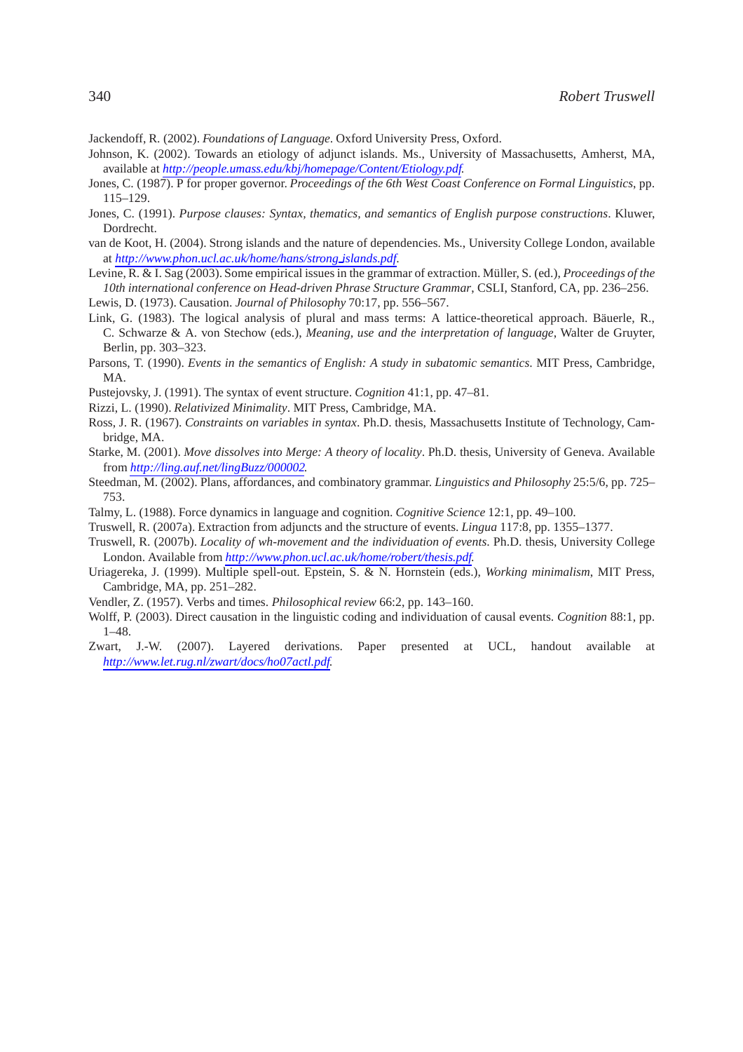Jackendoff, R. (2002). *Foundations of Language*. Oxford University Press, Oxford.

Johnson, K. (2002). Towards an etiology of adjunct islands. Ms., University of Massachusetts, Amherst, MA, available at *http://people.umass.edu/kbj/homepage/Content/Etiology.pdf*.

Jones, C. (1987). P for proper governor. *Proceedings of the 6th West Coast Conference on Formal Linguistics*, pp. 115–129.

Jones, C. (1991). *Purpose clauses: Syntax, thematics, and semantics of English purpose constructions*. Kluwer, Dordrecht.

van de Koot, H. (2004). Strong islands and the nature of dependencies. Ms., University College London, available at *http://www.phon.ucl.ac.uk/home/hans/strong_islands.pdf*.

Levine, R. & I. Sag (2003). Some empirical issues in the grammar of extraction. Müller, S. (ed.), *Proceedings of the 10th international conference on Head-driven Phrase Structure Grammar*, CSLI, Stanford, CA, pp. 236–256.

Lewis, D. (1973). Causation. *Journal of Philosophy* 70:17, pp. 556–567.

Link, G. (1983). The logical analysis of plural and mass terms: A lattice-theoretical approach. Bäuerle, R., C. Schwarze & A. von Stechow (eds.), *Meaning, use and the interpretation of language*, Walter de Gruyter, Berlin, pp. 303–323.

Parsons, T. (1990). *Events in the semantics of English: A study in subatomic semantics*. MIT Press, Cambridge, MA.

Pustejovsky, J. (1991). The syntax of event structure. *Cognition* 41:1, pp. 47–81.

Rizzi, L. (1990). *Relativized Minimality*. MIT Press, Cambridge, MA.

Ross, J. R. (1967). *Constraints on variables in syntax*. Ph.D. thesis, Massachusetts Institute of Technology, Cambridge, MA.

Starke, M. (2001). *Move dissolves into Merge: A theory of locality*. Ph.D. thesis, University of Geneva. Available from *http://ling.auf.net/lingBuzz/000002*.

Steedman, M. (2002). Plans, affordances, and combinatory grammar. *Linguistics and Philosophy* 25:5/6, pp. 725–753.

Talmy, L. (1988). Force dynamics in language and cognition. *Cognitive Science* 12:1, pp. 49–100.

Truswell, R. (2007a). Extraction from adjuncts and the structure of events. *Lingua* 117:8, pp. 1355–1377.

Truswell, R. (2007b). *Locality of wh-movement and the individuation of events*. Ph.D. thesis, University College London. Available from *http://www.phon.ucl.ac.uk/home/robert/thesis.pdf*.

Uriagereka, J. (1999). Multiple spell-out. Epstein, S. & N. Hornstein (eds.), *Working minimalism*, MIT Press, Cambridge, MA, pp. 251–282.

Vendler, Z. (1957). Verbs and times. *Philosophical review* 66:2, pp. 143–160.

Wolff, P. (2003). Direct causation in the linguistic coding and individuation of causal events. *Cognition* 88:1, pp. 1–48.

Zwart, J.-W. (2007). Layered derivations. Paper presented at UCL, handout available at *http://www.let.rug.nl/zwart/docs/ho07actl.pdf*.